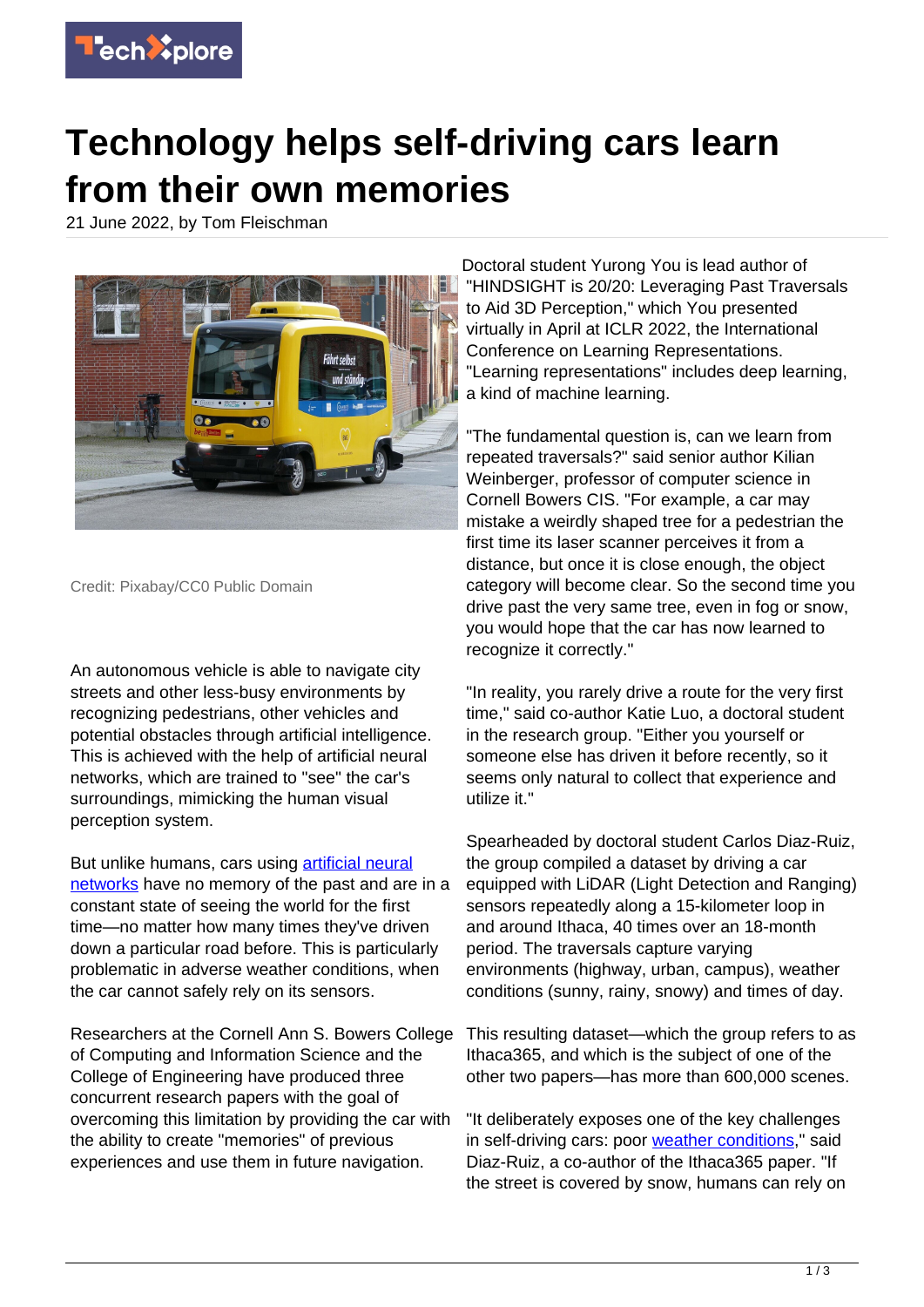# Technology helps self-driving cars learn from their own memories

21 June 2022, by Tom Fleischman

Credit: Pixabay/CC0 Public Domain

An autonomous vehicle is able to navigate city streets and other less-busy environments by recognizing pedestrians, other vehicles and potential obstacles through artificial intelligence. This is achieved with the help of artificial neural networks, which are trained to "see" the car's surroundings, mimicking the human visual perception system.

But unlike humans, cars using artificial neural networks have no memory of the past and are in a constant state of seeing the world for the first time—no matter how many times they've driven down a particular road before. This is particularly problematic in adverse weather conditions, when the car cannot safely rely on its sensors.

Researchers at the Cornell Ann S. Bowers College of Computing and Information Science and the College of Engineering have produced three concurrent research papers with the goal of overcoming this limitation by providing the car with the ability to create "memories" of previous experiences and use them in future navigation.

Doctoral student Yurong You is lead author of "HINDSIGHT is 20/20: Leveraging Past Traversals to Aid 3D Perception," which You presented virtually in April at ICLR 2022, the International Conference on Learning Representations. "Learning representations" includes deep learning, a kind of machine learning.

"The fundamental question is, can we learn from repeated traversals?" said senior author Kilian Weinberger, professor of computer science in Cornell Bowers CIS. "For example, a car may mistake a weirdly shaped tree for a pedestrian the first time its laser scanner perceives it from a distance, but once it is close enough, the object category will become clear. So the second time you drive past the very same tree, even in fog or snow, you would hope that the car has now learned to recognize it correctly."

"In reality, you rarely drive a route for the very first time," said co-author Katie Luo, a doctoral student in the research group. "Either you yourself or someone else has driven it before recently, so it seems only natural to collect that experience and utilize it."

Spearheaded by doctoral student Carlos Diaz-Ruiz, the group compiled a dataset by driving a car equipped with LiDAR (Light Detection and Ranging) sensors repeatedly along a 15-kilometer loop in and around Ithaca, 40 times over an 18-month period. The traversals capture varying environments (highway, urban, campus), weather conditions (sunny, rainy, snowy) and times of day.

This resulting dataset—which the group refers to as Ithaca365, and which is the subject of one of the other two papers—has more than 600,000 scenes.

"It deliberately exposes one of the key challenges in self-driving cars: poor weather conditions," said Diaz-Ruiz, a co-author of the Ithaca365 paper. "If the street is covered by snow, humans can rely on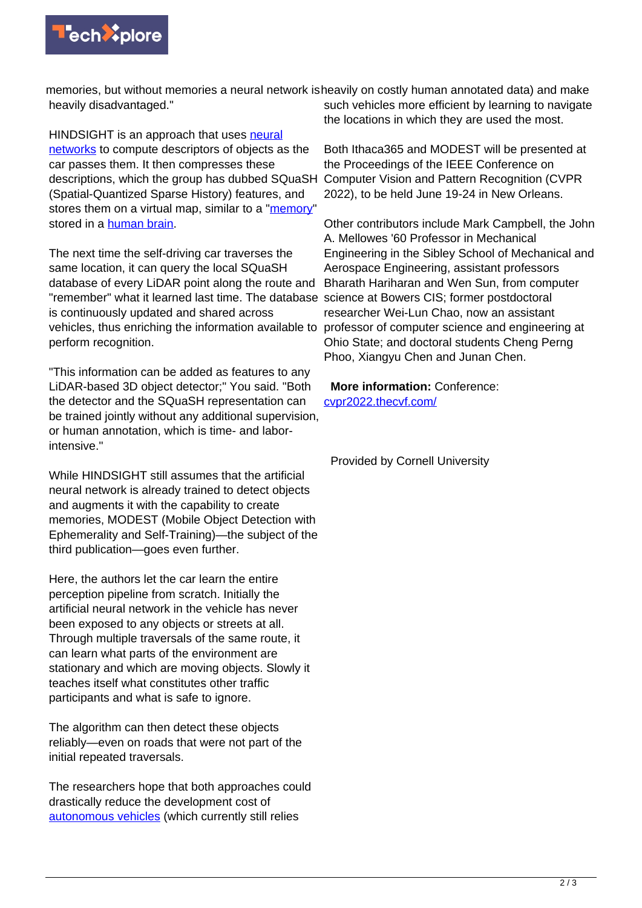memories, but without memories a neural network is heavily disadvantaged."

HINDSIGHT is an approach that uses neural networks to compute descriptors of objects as the car passes them. It then compresses these descriptions, which the group has dubbed SQuaSH (Spatial-Quantized Sparse History) features, and stores them on a virtual map, similar to a "memory" stored in a human brain.

The next time the self-driving car traverses the same location, it can query the local SQuaSH database of every LiDAR point along the route and "remember" what it learned last time. The database is continuously updated and shared across vehicles, thus enriching the information available to perform recognition.

"This information can be added as features to any LiDAR-based 3D object detector;" You said. "Both the detector and the SQuaSH representation can be trained jointly without any additional supervision, or human annotation, which is time- and labor-intensive."

While HINDSIGHT still assumes that the artificial neural network is already trained to detect objects and augments it with the capability to create memories, MODEST (Mobile Object Detection with Ephemerality and Self-Training)—the subject of the third publication—goes even further.

Here, the authors let the car learn the entire perception pipeline from scratch. Initially the artificial neural network in the vehicle has never been exposed to any objects or streets at all. Through multiple traversals of the same route, it can learn what parts of the environment are stationary and which are moving objects. Slowly it teaches itself what constitutes other traffic participants and what is safe to ignore.

The algorithm can then detect these objects reliably—even on roads that were not part of the initial repeated traversals.

The researchers hope that both approaches could drastically reduce the development cost of autonomous vehicles (which currently still relies heavily on costly human annotated data) and make such vehicles more efficient by learning to navigate the locations in which they are used the most.

Both Ithaca365 and MODEST will be presented at the Proceedings of the IEEE Conference on Computer Vision and Pattern Recognition (CVPR 2022), to be held June 19-24 in New Orleans.

Other contributors include Mark Campbell, the John A. Mellowes '60 Professor in Mechanical Engineering in the Sibley School of Mechanical and Aerospace Engineering, assistant professors Bharath Hariharan and Wen Sun, from computer science at Bowers CIS; former postdoctoral researcher Wei-Lun Chao, now an assistant professor of computer science and engineering at Ohio State; and doctoral students Cheng Perng Phoo, Xiangyu Chen and Junan Chen.

**More information:** Conference: cvpr2022.thecvf.com/

Provided by Cornell University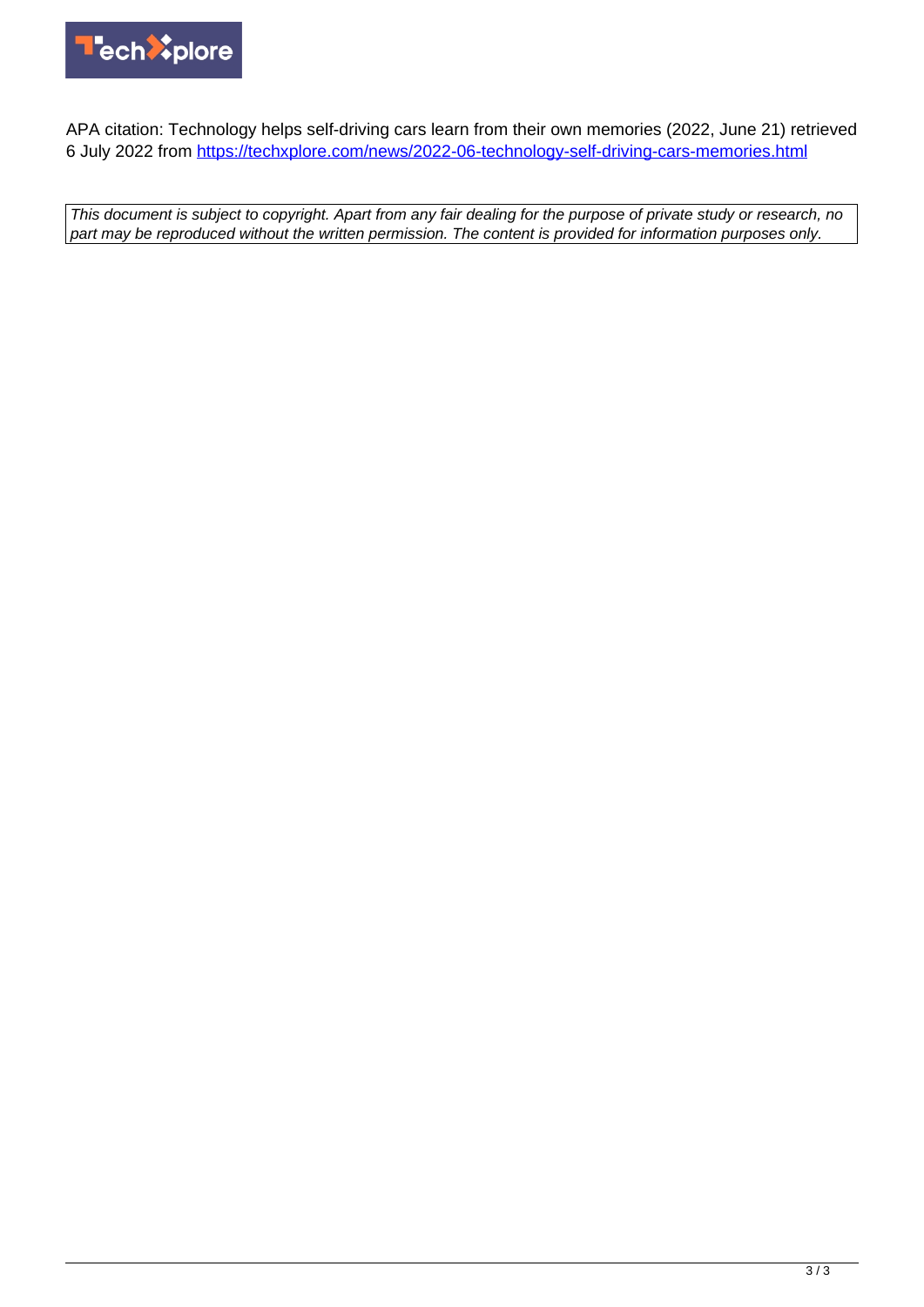APA citation: Technology helps self-driving cars learn from their own memories (2022, June 21) retrieved 6 July 2022 from https://techxplore.com/news/2022-06-technology-self-driving-cars-memories.html

*This document is subject to copyright. Apart from any fair dealing for the purpose of private study or research, no part may be reproduced without the written permission. The content is provided for information purposes only.*